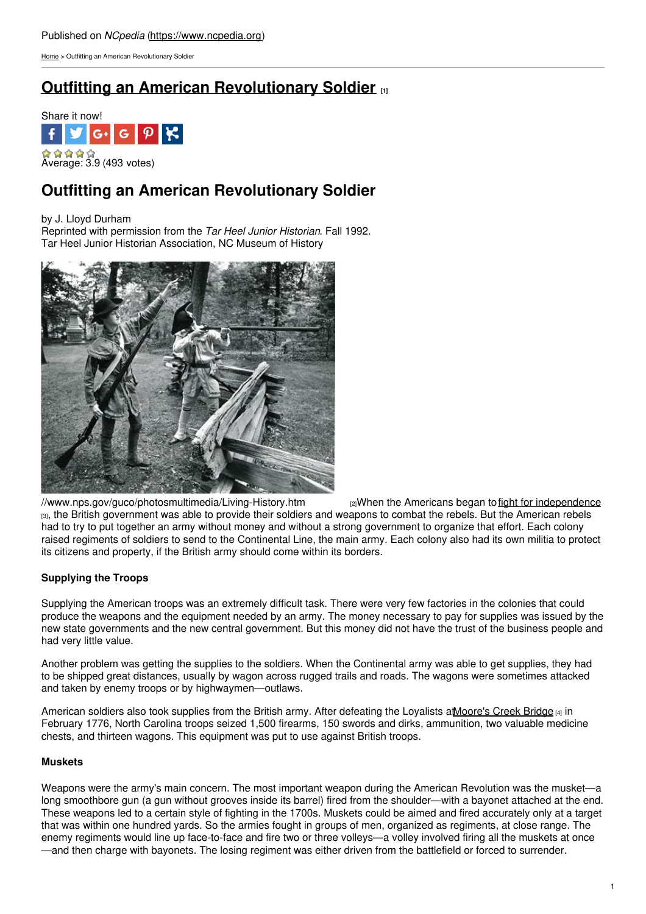Published on *NCpedia* (https://www.ncpedia.org)

Home > Outfitting an American Revolutionary Soldier

# Outfitting an American Revolutionary Soldier [1]

Share it now!

Average: 3.9 (493 votes)

## Outfitting an American Revolutionary Soldier

by J. Lloyd Durham
Reprinted with permission from the *Tar Heel Junior Historian*. Fall 1992.
Tar Heel Junior Historian Association, NC Museum of History

//www.nps.gov/guco/photosmultimedia/Living-History.htm [2]

When the Americans began to fight for independence [3], the British government was able to provide their soldiers and weapons to combat the rebels. But the American rebels had to try to put together an army without money and without a strong government to organize that effort. Each colony raised regiments of soldiers to send to the Continental Line, the main army. Each colony also had its own militia to protect its citizens and property, if the British army should come within its borders.

### Supplying the Troops

Supplying the American troops was an extremely difficult task. There were very few factories in the colonies that could produce the weapons and the equipment needed by an army. The money necessary to pay for supplies was issued by the new state governments and the new central government. But this money did not have the trust of the business people and had very little value.

Another problem was getting the supplies to the soldiers. When the Continental army was able to get supplies, they had to be shipped great distances, usually by wagon across rugged trails and roads. The wagons were sometimes attacked and taken by enemy troops or by highwaymen—outlaws.

American soldiers also took supplies from the British army. After defeating the Loyalists at Moore's Creek Bridge [4] in February 1776, North Carolina troops seized 1,500 firearms, 150 swords and dirks, ammunition, two valuable medicine chests, and thirteen wagons. This equipment was put to use against British troops.

### Muskets

Weapons were the army's main concern. The most important weapon during the American Revolution was the musket—a long smoothbore gun (a gun without grooves inside its barrel) fired from the shoulder—with a bayonet attached at the end. These weapons led to a certain style of fighting in the 1700s. Muskets could be aimed and fired accurately only at a target that was within one hundred yards. So the armies fought in groups of men, organized as regiments, at close range. The enemy regiments would line up face-to-face and fire two or three volleys—a volley involved firing all the muskets at once—and then charge with bayonets. The losing regiment was either driven from the battlefield or forced to surrender.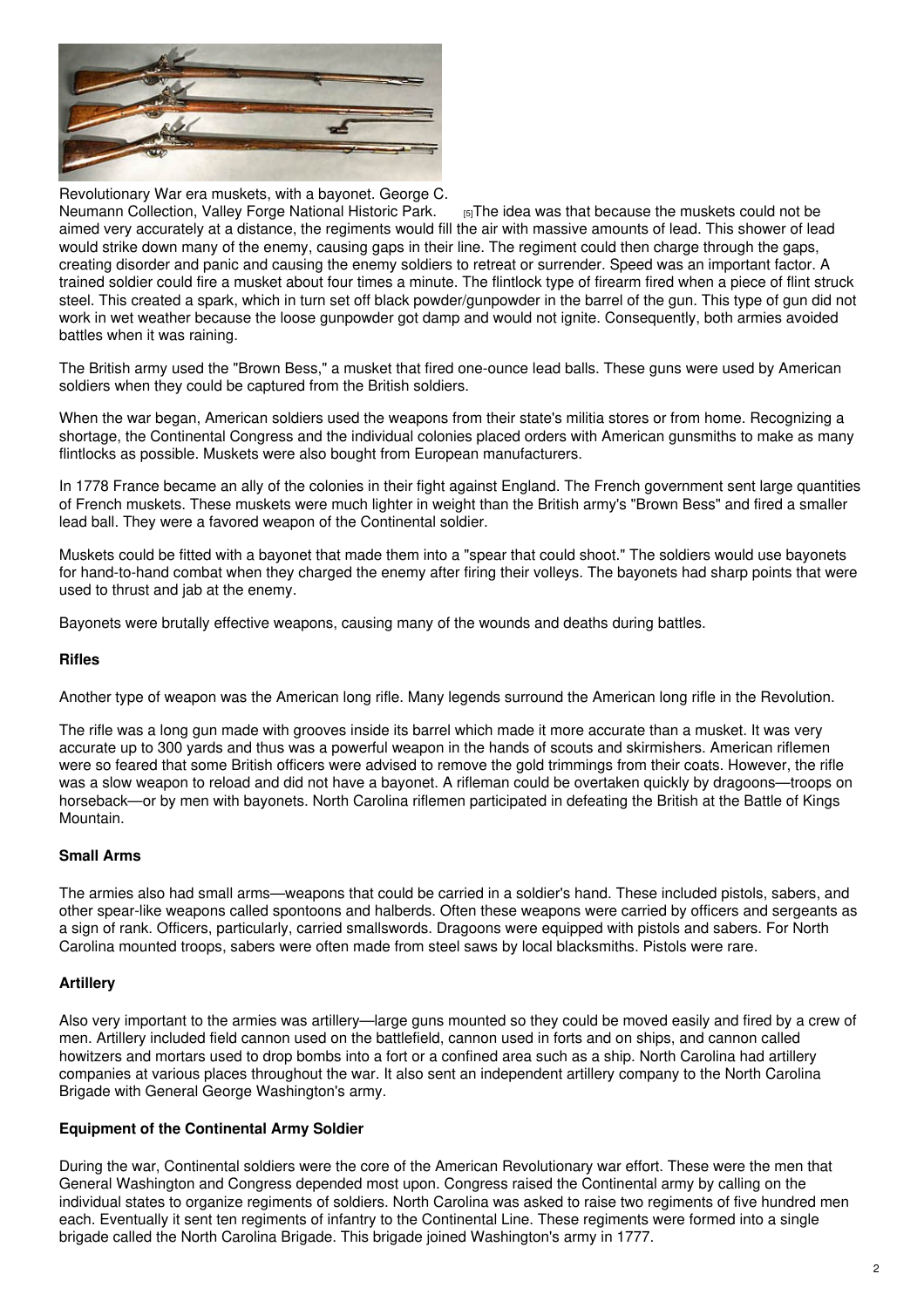Revolutionary War era muskets, with a bayonet. George C. Neumann Collection, Valley Forge National Historic Park. [5]

The idea was that because the muskets could not be aimed very accurately at a distance, the regiments would fill the air with massive amounts of lead. This shower of lead would strike down many of the enemy, causing gaps in their line. The regiment could then charge through the gaps, creating disorder and panic and causing the enemy soldiers to retreat or surrender. Speed was an important factor. A trained soldier could fire a musket about four times a minute. The flintlock type of firearm fired when a piece of flint struck steel. This created a spark, which in turn set off black powder/gunpowder in the barrel of the gun. This type of gun did not work in wet weather because the loose gunpowder got damp and would not ignite. Consequently, both armies avoided battles when it was raining.

The British army used the "Brown Bess," a musket that fired one-ounce lead balls. These guns were used by American soldiers when they could be captured from the British soldiers.

When the war began, American soldiers used the weapons from their state's militia stores or from home. Recognizing a shortage, the Continental Congress and the individual colonies placed orders with American gunsmiths to make as many flintlocks as possible. Muskets were also bought from European manufacturers.

In 1778 France became an ally of the colonies in their fight against England. The French government sent large quantities of French muskets. These muskets were much lighter in weight than the British army's "Brown Bess" and fired a smaller lead ball. They were a favored weapon of the Continental soldier.

Muskets could be fitted with a bayonet that made them into a "spear that could shoot." The soldiers would use bayonets for hand-to-hand combat when they charged the enemy after firing their volleys. The bayonets had sharp points that were used to thrust and jab at the enemy.

Bayonets were brutally effective weapons, causing many of the wounds and deaths during battles.

### Rifles

Another type of weapon was the American long rifle. Many legends surround the American long rifle in the Revolution.

The rifle was a long gun made with grooves inside its barrel which made it more accurate than a musket. It was very accurate up to 300 yards and thus was a powerful weapon in the hands of scouts and skirmishers. American riflemen were so feared that some British officers were advised to remove the gold trimmings from their coats. However, the rifle was a slow weapon to reload and did not have a bayonet. A rifleman could be overtaken quickly by dragoons—troops on horseback—or by men with bayonets. North Carolina riflemen participated in defeating the British at the Battle of Kings Mountain.

### Small Arms

The armies also had small arms—weapons that could be carried in a soldier's hand. These included pistols, sabers, and other spear-like weapons called spontoons and halberds. Often these weapons were carried by officers and sergeants as a sign of rank. Officers, particularly, carried smallswords. Dragoons were equipped with pistols and sabers. For North Carolina mounted troops, sabers were often made from steel saws by local blacksmiths. Pistols were rare.

### Artillery

Also very important to the armies was artillery—large guns mounted so they could be moved easily and fired by a crew of men. Artillery included field cannon used on the battlefield, cannon used in forts and on ships, and cannon called howitzers and mortars used to drop bombs into a fort or a confined area such as a ship. North Carolina had artillery companies at various places throughout the war. It also sent an independent artillery company to the North Carolina Brigade with General George Washington's army.

### Equipment of the Continental Army Soldier

During the war, Continental soldiers were the core of the American Revolutionary war effort. These were the men that General Washington and Congress depended most upon. Congress raised the Continental army by calling on the individual states to organize regiments of soldiers. North Carolina was asked to raise two regiments of five hundred men each. Eventually it sent ten regiments of infantry to the Continental Line. These regiments were formed into a single brigade called the North Carolina Brigade. This brigade joined Washington's army in 1777.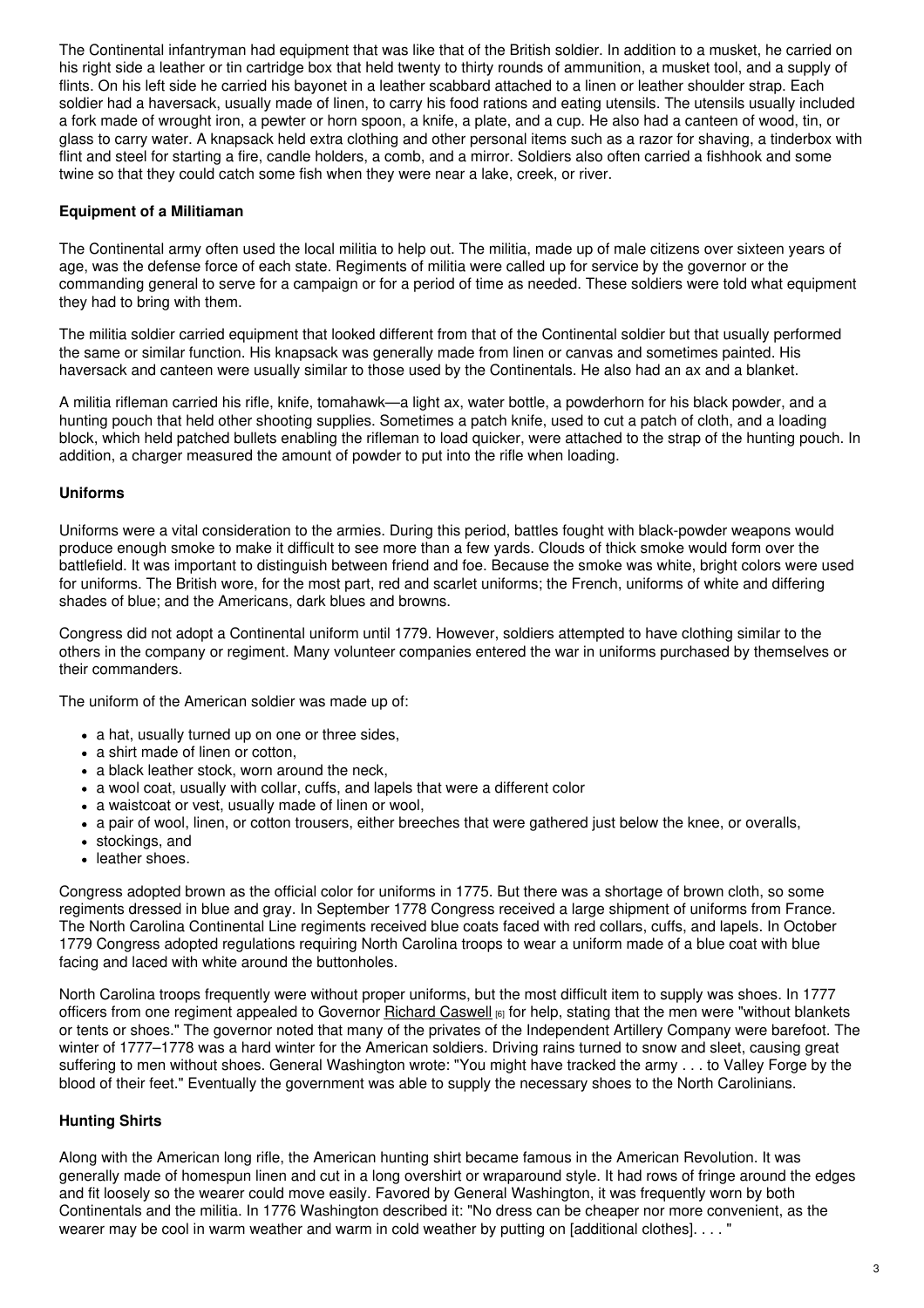The Continental infantryman had equipment that was like that of the British soldier. In addition to a musket, he carried on his right side a leather or tin cartridge box that held twenty to thirty rounds of ammunition, a musket tool, and a supply of flints. On his left side he carried his bayonet in a leather scabbard attached to a linen or leather shoulder strap. Each soldier had a haversack, usually made of linen, to carry his food rations and eating utensils. The utensils usually included a fork made of wrought iron, a pewter or horn spoon, a knife, a plate, and a cup. He also had a canteen of wood, tin, or glass to carry water. A knapsack held extra clothing and other personal items such as a razor for shaving, a tinderbox with flint and steel for starting a fire, candle holders, a comb, and a mirror. Soldiers also often carried a fishhook and some twine so that they could catch some fish when they were near a lake, creek, or river.

**Equipment of a Militiaman**

The Continental army often used the local militia to help out. The militia, made up of male citizens over sixteen years of age, was the defense force of each state. Regiments of militia were called up for service by the governor or the commanding general to serve for a campaign or for a period of time as needed. These soldiers were told what equipment they had to bring with them.

The militia soldier carried equipment that looked different from that of the Continental soldier but that usually performed the same or similar function. His knapsack was generally made from linen or canvas and sometimes painted. His haversack and canteen were usually similar to those used by the Continentals. He also had an ax and a blanket.

A militia rifleman carried his rifle, knife, tomahawk—a light ax, water bottle, a powderhorn for his black powder, and a hunting pouch that held other shooting supplies. Sometimes a patch knife, used to cut a patch of cloth, and a loading block, which held patched bullets enabling the rifleman to load quicker, were attached to the strap of the hunting pouch. In addition, a charger measured the amount of powder to put into the rifle when loading.

**Uniforms**

Uniforms were a vital consideration to the armies. During this period, battles fought with black-powder weapons would produce enough smoke to make it difficult to see more than a few yards. Clouds of thick smoke would form over the battlefield. It was important to distinguish between friend and foe. Because the smoke was white, bright colors were used for uniforms. The British wore, for the most part, red and scarlet uniforms; the French, uniforms of white and differing shades of blue; and the Americans, dark blues and browns.

Congress did not adopt a Continental uniform until 1779. However, soldiers attempted to have clothing similar to the others in the company or regiment. Many volunteer companies entered the war in uniforms purchased by themselves or their commanders.

The uniform of the American soldier was made up of:

- a hat, usually turned up on one or three sides,
- a shirt made of linen or cotton,
- a black leather stock, worn around the neck,
- a wool coat, usually with collar, cuffs, and lapels that were a different color
- a waistcoat or vest, usually made of linen or wool,
- a pair of wool, linen, or cotton trousers, either breeches that were gathered just below the knee, or overalls,
- stockings, and
- leather shoes.

Congress adopted brown as the official color for uniforms in 1775. But there was a shortage of brown cloth, so some regiments dressed in blue and gray. In September 1778 Congress received a large shipment of uniforms from France. The North Carolina Continental Line regiments received blue coats faced with red collars, cuffs, and lapels. In October 1779 Congress adopted regulations requiring North Carolina troops to wear a uniform made of a blue coat with blue facing and laced with white around the buttonholes.

North Carolina troops frequently were without proper uniforms, but the most difficult item to supply was shoes. In 1777 officers from one regiment appealed to Governor Richard Caswell [6] for help, stating that the men were "without blankets or tents or shoes." The governor noted that many of the privates of the Independent Artillery Company were barefoot. The winter of 1777–1778 was a hard winter for the American soldiers. Driving rains turned to snow and sleet, causing great suffering to men without shoes. General Washington wrote: "You might have tracked the army . . . to Valley Forge by the blood of their feet." Eventually the government was able to supply the necessary shoes to the North Carolinians.

**Hunting Shirts**

Along with the American long rifle, the American hunting shirt became famous in the American Revolution. It was generally made of homespun linen and cut in a long overshirt or wraparound style. It had rows of fringe around the edges and fit loosely so the wearer could move easily. Favored by General Washington, it was frequently worn by both Continentals and the militia. In 1776 Washington described it: "No dress can be cheaper nor more convenient, as the wearer may be cool in warm weather and warm in cold weather by putting on [additional clothes]. . . . "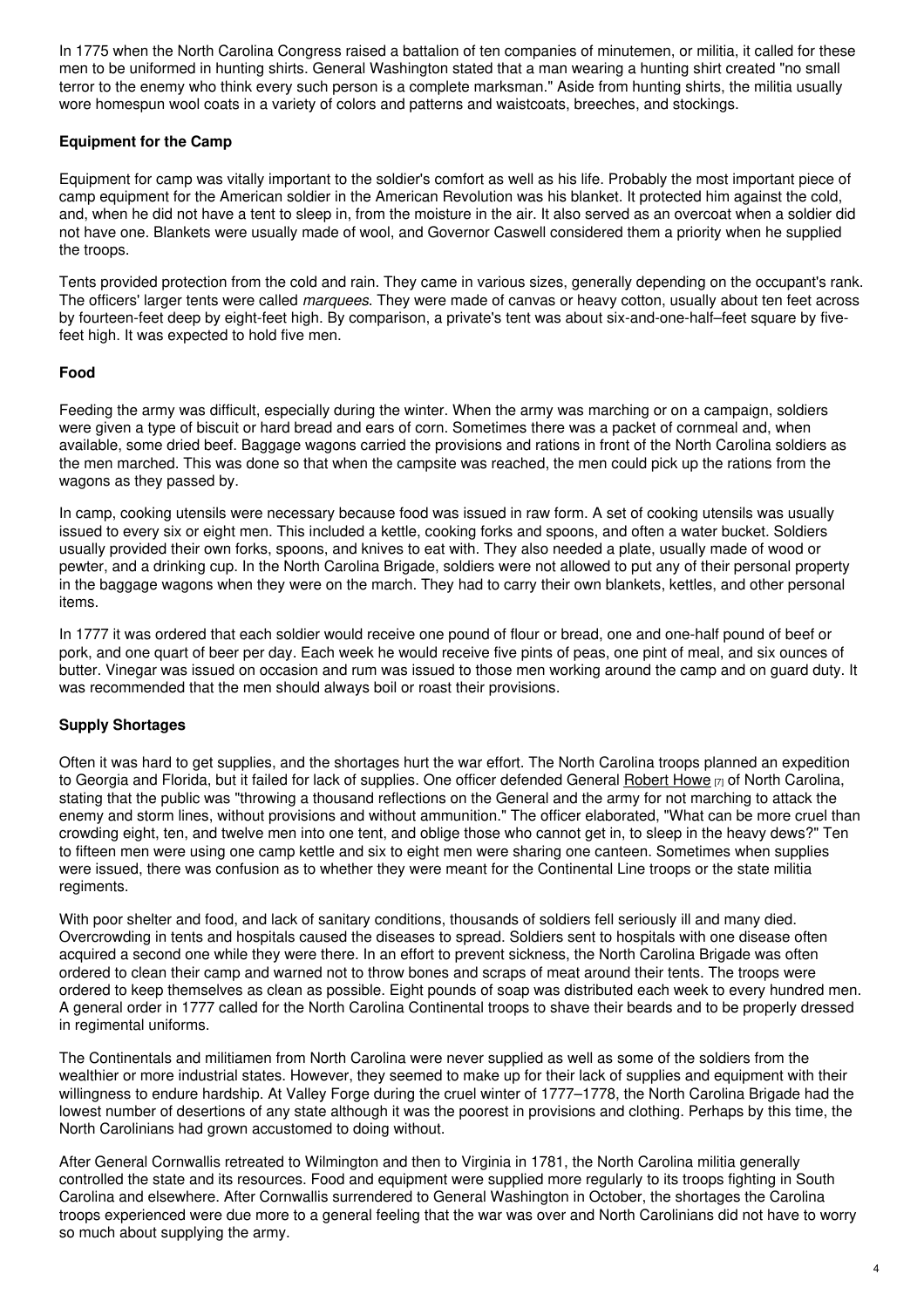In 1775 when the North Carolina Congress raised a battalion of ten companies of minutemen, or militia, it called for these men to be uniformed in hunting shirts. General Washington stated that a man wearing a hunting shirt created "no small terror to the enemy who think every such person is a complete marksman." Aside from hunting shirts, the militia usually wore homespun wool coats in a variety of colors and patterns and waistcoats, breeches, and stockings.

### Equipment for the Camp

Equipment for camp was vitally important to the soldier's comfort as well as his life. Probably the most important piece of camp equipment for the American soldier in the American Revolution was his blanket. It protected him against the cold, and, when he did not have a tent to sleep in, from the moisture in the air. It also served as an overcoat when a soldier did not have one. Blankets were usually made of wool, and Governor Caswell considered them a priority when he supplied the troops.

Tents provided protection from the cold and rain. They came in various sizes, generally depending on the occupant's rank. The officers' larger tents were called *marquees*. They were made of canvas or heavy cotton, usually about ten feet across by fourteen-feet deep by eight-feet high. By comparison, a private's tent was about six-and-one-half–feet square by five-feet high. It was expected to hold five men.

### Food

Feeding the army was difficult, especially during the winter. When the army was marching or on a campaign, soldiers were given a type of biscuit or hard bread and ears of corn. Sometimes there was a packet of cornmeal and, when available, some dried beef. Baggage wagons carried the provisions and rations in front of the North Carolina soldiers as the men marched. This was done so that when the campsite was reached, the men could pick up the rations from the wagons as they passed by.

In camp, cooking utensils were necessary because food was issued in raw form. A set of cooking utensils was usually issued to every six or eight men. This included a kettle, cooking forks and spoons, and often a water bucket. Soldiers usually provided their own forks, spoons, and knives to eat with. They also needed a plate, usually made of wood or pewter, and a drinking cup. In the North Carolina Brigade, soldiers were not allowed to put any of their personal property in the baggage wagons when they were on the march. They had to carry their own blankets, kettles, and other personal items.

In 1777 it was ordered that each soldier would receive one pound of flour or bread, one and one-half pound of beef or pork, and one quart of beer per day. Each week he would receive five pints of peas, one pint of meal, and six ounces of butter. Vinegar was issued on occasion and rum was issued to those men working around the camp and on guard duty. It was recommended that the men should always boil or roast their provisions.

### Supply Shortages

Often it was hard to get supplies, and the shortages hurt the war effort. The North Carolina troops planned an expedition to Georgia and Florida, but it failed for lack of supplies. One officer defended General Robert Howe [7] of North Carolina, stating that the public was "throwing a thousand reflections on the General and the army for not marching to attack the enemy and storm lines, without provisions and without ammunition." The officer elaborated, "What can be more cruel than crowding eight, ten, and twelve men into one tent, and oblige those who cannot get in, to sleep in the heavy dews?" Ten to fifteen men were using one camp kettle and six to eight men were sharing one canteen. Sometimes when supplies were issued, there was confusion as to whether they were meant for the Continental Line troops or the state militia regiments.

With poor shelter and food, and lack of sanitary conditions, thousands of soldiers fell seriously ill and many died. Overcrowding in tents and hospitals caused the diseases to spread. Soldiers sent to hospitals with one disease often acquired a second one while they were there. In an effort to prevent sickness, the North Carolina Brigade was often ordered to clean their camp and warned not to throw bones and scraps of meat around their tents. The troops were ordered to keep themselves as clean as possible. Eight pounds of soap was distributed each week to every hundred men. A general order in 1777 called for the North Carolina Continental troops to shave their beards and to be properly dressed in regimental uniforms.

The Continentals and militiamen from North Carolina were never supplied as well as some of the soldiers from the wealthier or more industrial states. However, they seemed to make up for their lack of supplies and equipment with their willingness to endure hardship. At Valley Forge during the cruel winter of 1777–1778, the North Carolina Brigade had the lowest number of desertions of any state although it was the poorest in provisions and clothing. Perhaps by this time, the North Carolinians had grown accustomed to doing without.

After General Cornwallis retreated to Wilmington and then to Virginia in 1781, the North Carolina militia generally controlled the state and its resources. Food and equipment were supplied more regularly to its troops fighting in South Carolina and elsewhere. After Cornwallis surrendered to General Washington in October, the shortages the Carolina troops experienced were due more to a general feeling that the war was over and North Carolinians did not have to worry so much about supplying the army.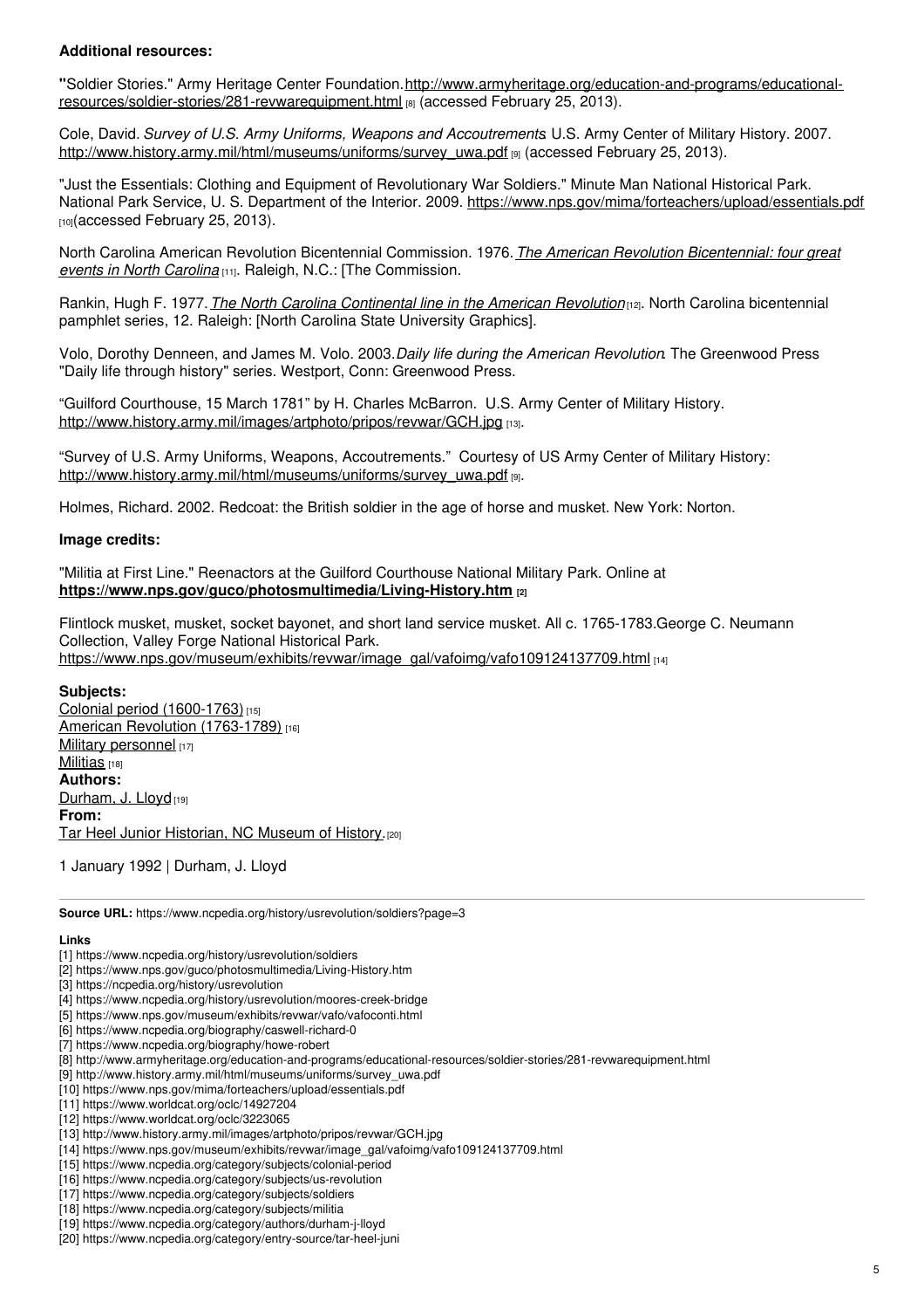**Additional resources:**

"Soldier Stories." Army Heritage Center Foundation. http://www.armyheritage.org/education-and-programs/educational-resources/soldier-stories/281-revwarequipment.html [8] (accessed February 25, 2013).

Cole, David. *Survey of U.S. Army Uniforms, Weapons and Accoutrements*. U.S. Army Center of Military History. 2007. http://www.history.army.mil/html/museums/uniforms/survey_uwa.pdf [9] (accessed February 25, 2013).

"Just the Essentials: Clothing and Equipment of Revolutionary War Soldiers." Minute Man National Historical Park. National Park Service, U. S. Department of the Interior. 2009. https://www.nps.gov/mima/forteachers/upload/essentials.pdf [10] (accessed February 25, 2013).

North Carolina American Revolution Bicentennial Commission. 1976. *The American Revolution Bicentennial: four great events in North Carolina* [11]. Raleigh, N.C.: [The Commission.

Rankin, Hugh F. 1977. *The North Carolina Continental line in the American Revolution* [12]. North Carolina bicentennial pamphlet series, 12. Raleigh: [North Carolina State University Graphics].

Volo, Dorothy Denneen, and James M. Volo. 2003. *Daily life during the American Revolution*. The Greenwood Press "Daily life through history" series. Westport, Conn: Greenwood Press.

"Guilford Courthouse, 15 March 1781" by H. Charles McBarron. U.S. Army Center of Military History. http://www.history.army.mil/images/artphoto/pripos/revwar/GCH.jpg [13].

"Survey of U.S. Army Uniforms, Weapons, Accoutrements." Courtesy of US Army Center of Military History: http://www.history.army.mil/html/museums/uniforms/survey_uwa.pdf [9].

Holmes, Richard. 2002. Redcoat: the British soldier in the age of horse and musket. New York: Norton.

**Image credits:**

"Militia at First Line." Reenactors at the Guilford Courthouse National Military Park. Online at **https://www.nps.gov/guco/photosmultimedia/Living-History.htm [2]**

Flintlock musket, musket, socket bayonet, and short land service musket. All c. 1765-1783.George C. Neumann Collection, Valley Forge National Historical Park. https://www.nps.gov/museum/exhibits/revwar/image_gal/vafoimg/vafo109124137709.html [14]

**Subjects:**
Colonial period (1600-1763) [15]
American Revolution (1763-1789) [16]
Military personnel [17]
Militias [18]
**Authors:**
Durham, J. Lloyd [19]
**From:**
Tar Heel Junior Historian, NC Museum of History. [20]

1 January 1992 | Durham, J. Lloyd

**Source URL:** https://www.ncpedia.org/history/usrevolution/soldiers?page=3

**Links**

[1] https://www.ncpedia.org/history/usrevolution/soldiers
[2] https://www.nps.gov/guco/photosmultimedia/Living-History.htm
[3] https://ncpedia.org/history/usrevolution
[4] https://www.ncpedia.org/history/usrevolution/moores-creek-bridge
[5] https://www.nps.gov/museum/exhibits/revwar/vafo/vafoconti.html
[6] https://www.ncpedia.org/biography/caswell-richard-0
[7] https://www.ncpedia.org/biography/howe-robert
[8] http://www.armyheritage.org/education-and-programs/educational-resources/soldier-stories/281-revwarequipment.html
[9] http://www.history.army.mil/html/museums/uniforms/survey_uwa.pdf
[10] https://www.nps.gov/mima/forteachers/upload/essentials.pdf
[11] https://www.worldcat.org/oclc/14927204
[12] https://www.worldcat.org/oclc/3223065
[13] http://www.history.army.mil/images/artphoto/pripos/revwar/GCH.jpg
[14] https://www.nps.gov/museum/exhibits/revwar/image_gal/vafoimg/vafo109124137709.html
[15] https://www.ncpedia.org/category/subjects/colonial-period
[16] https://www.ncpedia.org/category/subjects/us-revolution
[17] https://www.ncpedia.org/category/subjects/soldiers
[18] https://www.ncpedia.org/category/subjects/militia
[19] https://www.ncpedia.org/category/authors/durham-j-lloyd
[20] https://www.ncpedia.org/category/entry-source/tar-heel-juni